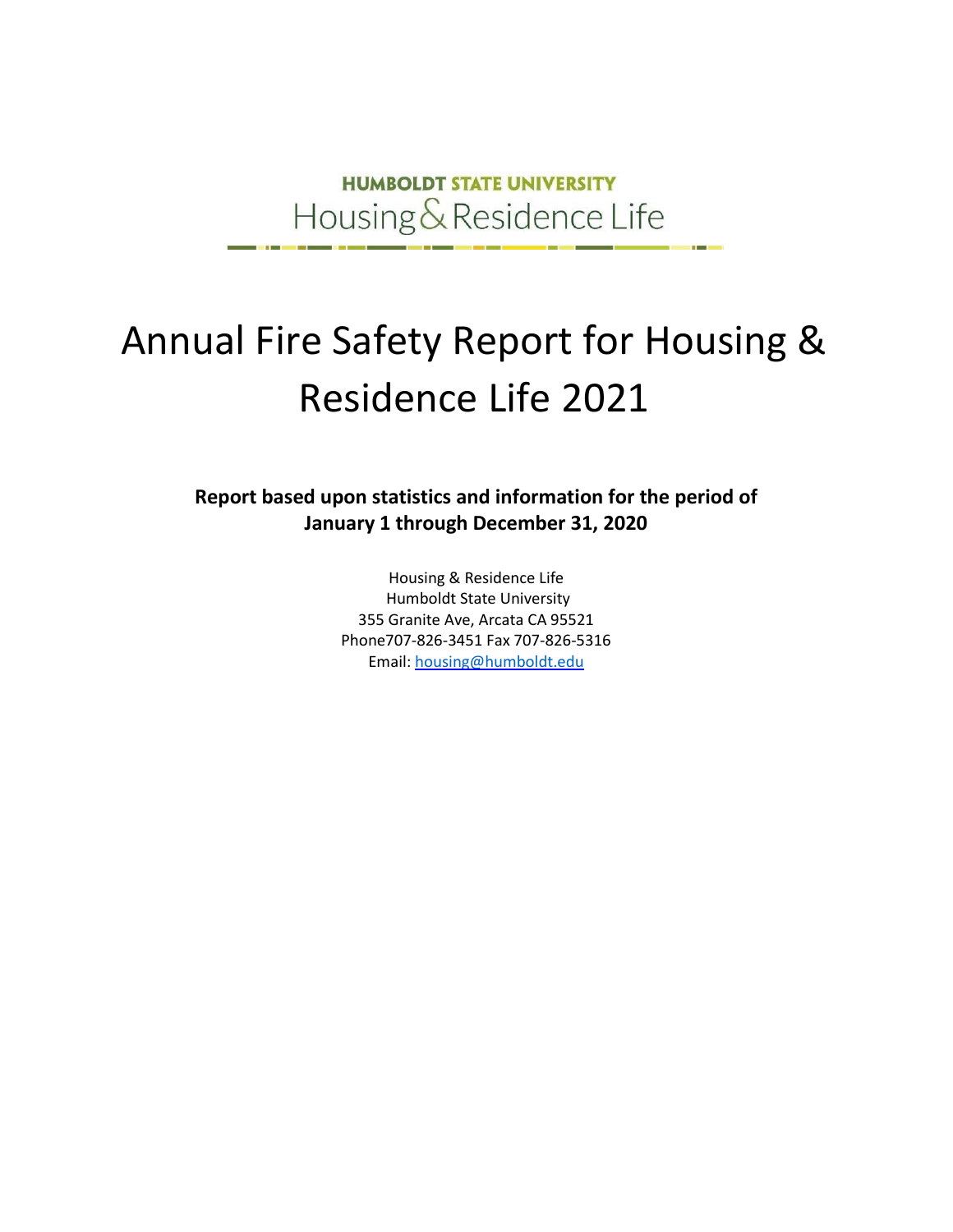HUMBOLDT STATE UNIVERSITY

Housing & Residence Life

# Annual Fire Safety Report for Housing & Residence Life 2021

**Report based upon statistics and information for the period of January 1 through December 31, 2020**

Housing & Residence Life
Humboldt State University
355 Granite Ave, Arcata CA 95521
Phone707-826-3451 Fax 707-826-5316
Email: housing@humboldt.edu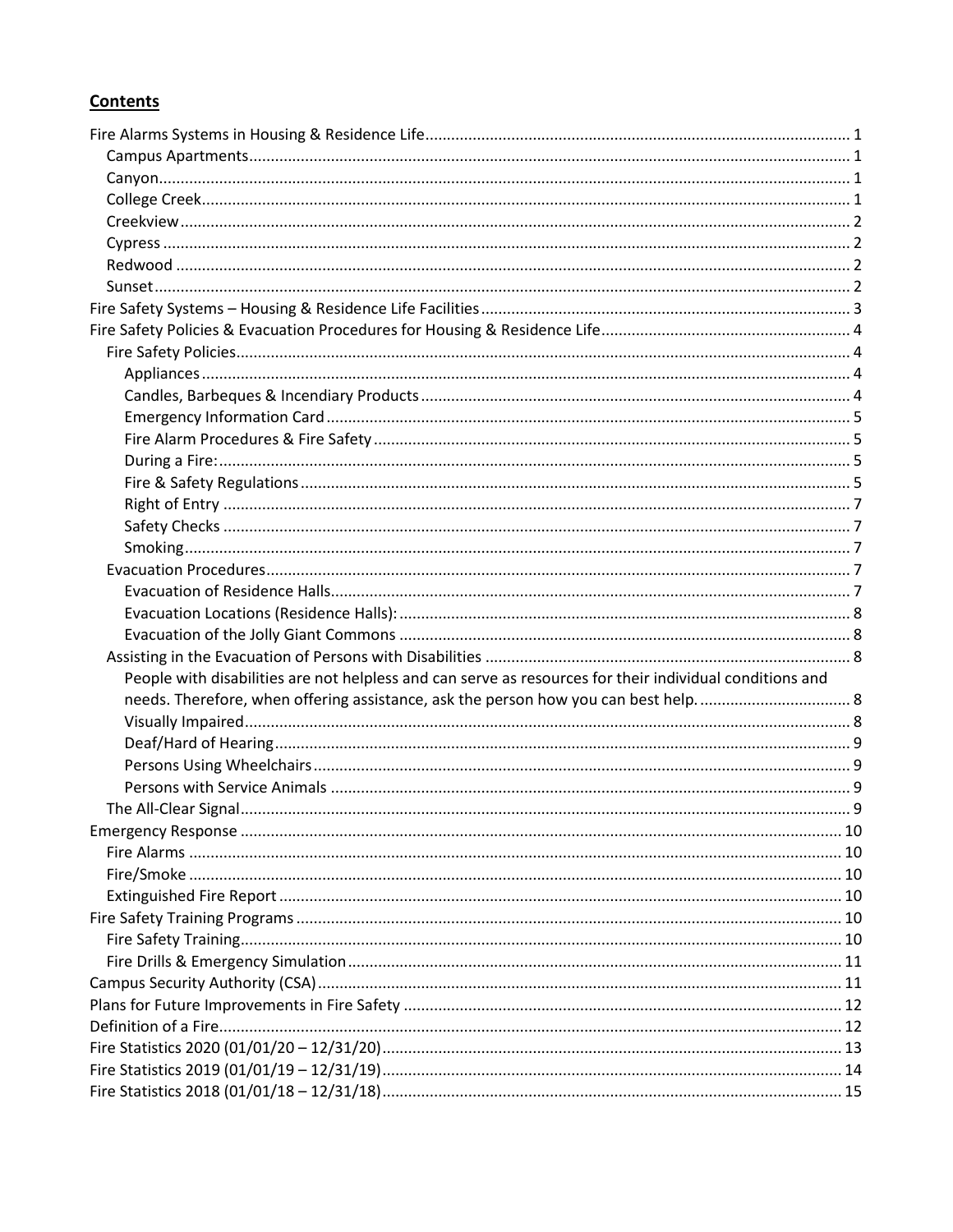## Contents

- Fire Alarms Systems in Housing & Residence Life ..... 1
  - Campus Apartments ..... 1
  - Canyon ..... 1
  - College Creek ..... 1
  - Creekview ..... 2
  - Cypress ..... 2
  - Redwood ..... 2
  - Sunset ..... 2
- Fire Safety Systems – Housing & Residence Life Facilities ..... 3
- Fire Safety Policies & Evacuation Procedures for Housing & Residence Life ..... 4
  - Fire Safety Policies ..... 4
    - Appliances ..... 4
    - Candles, Barbeques & Incendiary Products ..... 4
    - Emergency Information Card ..... 5
    - Fire Alarm Procedures & Fire Safety ..... 5
    - During a Fire: ..... 5
    - Fire & Safety Regulations ..... 5
    - Right of Entry ..... 7
    - Safety Checks ..... 7
    - Smoking ..... 7
  - Evacuation Procedures ..... 7
    - Evacuation of Residence Halls ..... 7
    - Evacuation Locations (Residence Halls): ..... 8
    - Evacuation of the Jolly Giant Commons ..... 8
  - Assisting in the Evacuation of Persons with Disabilities ..... 8
    - People with disabilities are not helpless and can serve as resources for their individual conditions and needs. Therefore, when offering assistance, ask the person how you can best help. ..... 8
    - Visually Impaired ..... 8
    - Deaf/Hard of Hearing ..... 9
    - Persons Using Wheelchairs ..... 9
    - Persons with Service Animals ..... 9
  - The All-Clear Signal ..... 9
- Emergency Response ..... 10
  - Fire Alarms ..... 10
  - Fire/Smoke ..... 10
  - Extinguished Fire Report ..... 10
- Fire Safety Training Programs ..... 10
  - Fire Safety Training ..... 10
  - Fire Drills & Emergency Simulation ..... 11
- Campus Security Authority (CSA) ..... 11
- Plans for Future Improvements in Fire Safety ..... 12
- Definition of a Fire ..... 12
- Fire Statistics 2020 (01/01/20 – 12/31/20) ..... 13
- Fire Statistics 2019 (01/01/19 – 12/31/19) ..... 14
- Fire Statistics 2018 (01/01/18 – 12/31/18) ..... 15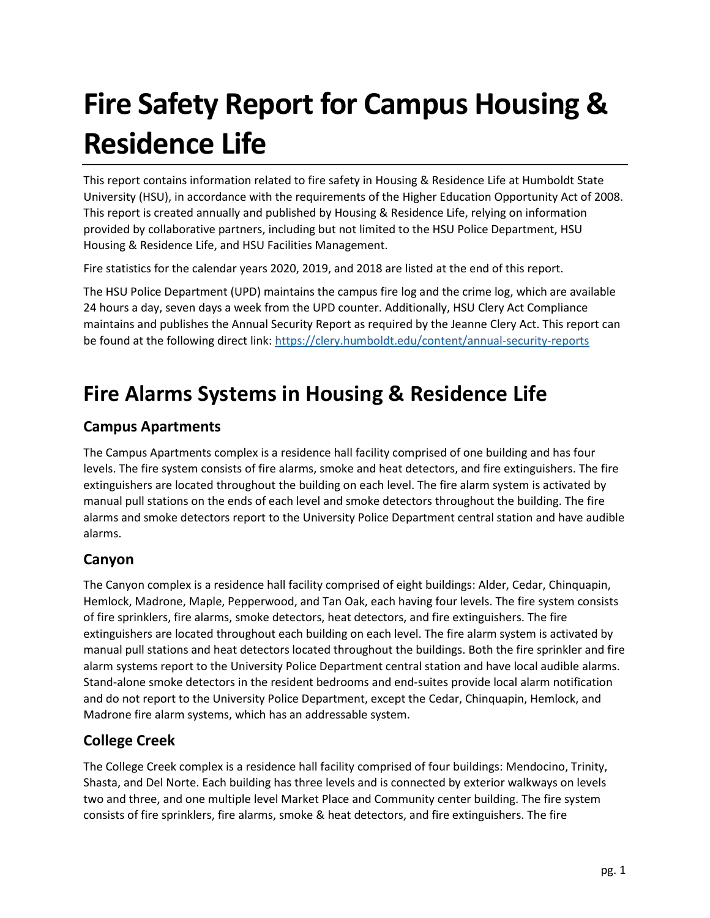# Fire Safety Report for Campus Housing & Residence Life

This report contains information related to fire safety in Housing & Residence Life at Humboldt State University (HSU), in accordance with the requirements of the Higher Education Opportunity Act of 2008. This report is created annually and published by Housing & Residence Life, relying on information provided by collaborative partners, including but not limited to the HSU Police Department, HSU Housing & Residence Life, and HSU Facilities Management.

Fire statistics for the calendar years 2020, 2019, and 2018 are listed at the end of this report.

The HSU Police Department (UPD) maintains the campus fire log and the crime log, which are available 24 hours a day, seven days a week from the UPD counter. Additionally, HSU Clery Act Compliance maintains and publishes the Annual Security Report as required by the Jeanne Clery Act. This report can be found at the following direct link: https://clery.humboldt.edu/content/annual-security-reports

# Fire Alarms Systems in Housing & Residence Life

## Campus Apartments

The Campus Apartments complex is a residence hall facility comprised of one building and has four levels. The fire system consists of fire alarms, smoke and heat detectors, and fire extinguishers. The fire extinguishers are located throughout the building on each level. The fire alarm system is activated by manual pull stations on the ends of each level and smoke detectors throughout the building. The fire alarms and smoke detectors report to the University Police Department central station and have audible alarms.

## Canyon

The Canyon complex is a residence hall facility comprised of eight buildings: Alder, Cedar, Chinquapin, Hemlock, Madrone, Maple, Pepperwood, and Tan Oak, each having four levels. The fire system consists of fire sprinklers, fire alarms, smoke detectors, heat detectors, and fire extinguishers. The fire extinguishers are located throughout each building on each level. The fire alarm system is activated by manual pull stations and heat detectors located throughout the buildings. Both the fire sprinkler and fire alarm systems report to the University Police Department central station and have local audible alarms. Stand-alone smoke detectors in the resident bedrooms and end-suites provide local alarm notification and do not report to the University Police Department, except the Cedar, Chinquapin, Hemlock, and Madrone fire alarm systems, which has an addressable system.

## College Creek

The College Creek complex is a residence hall facility comprised of four buildings: Mendocino, Trinity, Shasta, and Del Norte. Each building has three levels and is connected by exterior walkways on levels two and three, and one multiple level Market Place and Community center building. The fire system consists of fire sprinklers, fire alarms, smoke & heat detectors, and fire extinguishers. The fire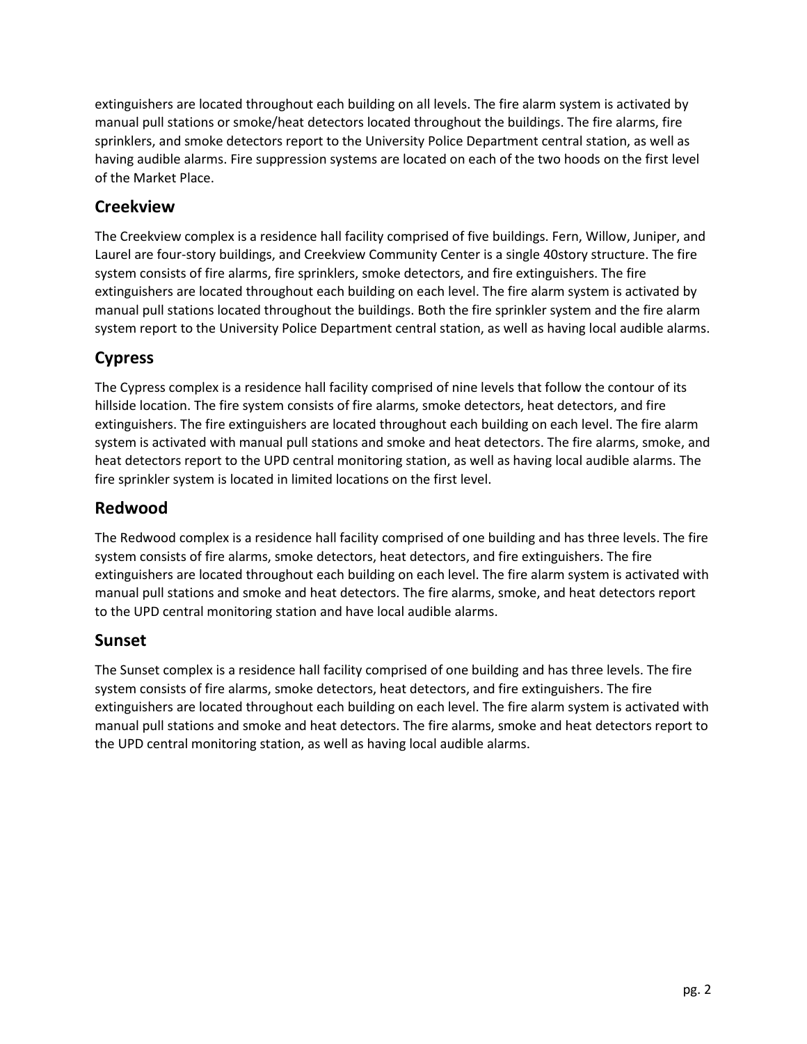extinguishers are located throughout each building on all levels. The fire alarm system is activated by manual pull stations or smoke/heat detectors located throughout the buildings. The fire alarms, fire sprinklers, and smoke detectors report to the University Police Department central station, as well as having audible alarms. Fire suppression systems are located on each of the two hoods on the first level of the Market Place.

## Creekview

The Creekview complex is a residence hall facility comprised of five buildings. Fern, Willow, Juniper, and Laurel are four-story buildings, and Creekview Community Center is a single 40story structure. The fire system consists of fire alarms, fire sprinklers, smoke detectors, and fire extinguishers. The fire extinguishers are located throughout each building on each level. The fire alarm system is activated by manual pull stations located throughout the buildings. Both the fire sprinkler system and the fire alarm system report to the University Police Department central station, as well as having local audible alarms.

## Cypress

The Cypress complex is a residence hall facility comprised of nine levels that follow the contour of its hillside location. The fire system consists of fire alarms, smoke detectors, heat detectors, and fire extinguishers. The fire extinguishers are located throughout each building on each level. The fire alarm system is activated with manual pull stations and smoke and heat detectors. The fire alarms, smoke, and heat detectors report to the UPD central monitoring station, as well as having local audible alarms. The fire sprinkler system is located in limited locations on the first level.

## Redwood

The Redwood complex is a residence hall facility comprised of one building and has three levels. The fire system consists of fire alarms, smoke detectors, heat detectors, and fire extinguishers. The fire extinguishers are located throughout each building on each level. The fire alarm system is activated with manual pull stations and smoke and heat detectors. The fire alarms, smoke, and heat detectors report to the UPD central monitoring station and have local audible alarms.

## Sunset

The Sunset complex is a residence hall facility comprised of one building and has three levels. The fire system consists of fire alarms, smoke detectors, heat detectors, and fire extinguishers. The fire extinguishers are located throughout each building on each level. The fire alarm system is activated with manual pull stations and smoke and heat detectors. The fire alarms, smoke and heat detectors report to the UPD central monitoring station, as well as having local audible alarms.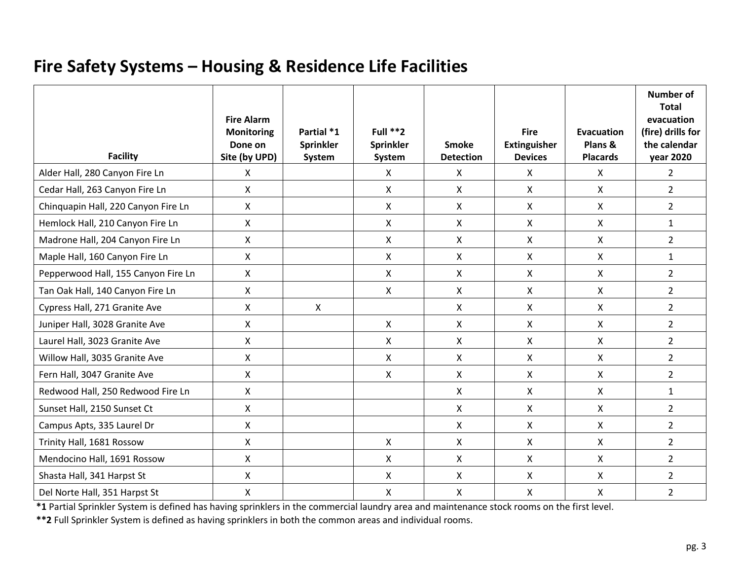# Fire Safety Systems – Housing & Residence Life Facilities

| Facility | Fire Alarm Monitoring Done on Site (by UPD) | Partial *1 Sprinkler System | Full **2 Sprinkler System | Smoke Detection | Fire Extinguisher Devices | Evacuation Plans & Placards | Number of Total evacuation (fire) drills for the calendar year 2020 |
|---|---|---|---|---|---|---|---|
| Alder Hall, 280 Canyon Fire Ln | X | | X | X | X | X | 2 |
| Cedar Hall, 263 Canyon Fire Ln | X | | X | X | X | X | 2 |
| Chinquapin Hall, 220 Canyon Fire Ln | X | | X | X | X | X | 2 |
| Hemlock Hall, 210 Canyon Fire Ln | X | | X | X | X | X | 1 |
| Madrone Hall, 204 Canyon Fire Ln | X | | X | X | X | X | 2 |
| Maple Hall, 160 Canyon Fire Ln | X | | X | X | X | X | 1 |
| Pepperwood Hall, 155 Canyon Fire Ln | X | | X | X | X | X | 2 |
| Tan Oak Hall, 140 Canyon Fire Ln | X | | X | X | X | X | 2 |
| Cypress Hall, 271 Granite Ave | X | X | | X | X | X | 2 |
| Juniper Hall, 3028 Granite Ave | X | | X | X | X | X | 2 |
| Laurel Hall, 3023 Granite Ave | X | | X | X | X | X | 2 |
| Willow Hall, 3035 Granite Ave | X | | X | X | X | X | 2 |
| Fern Hall, 3047 Granite Ave | X | | X | X | X | X | 2 |
| Redwood Hall, 250 Redwood Fire Ln | X | | | X | X | X | 1 |
| Sunset Hall, 2150 Sunset Ct | X | | | X | X | X | 2 |
| Campus Apts, 335 Laurel Dr | X | | | X | X | X | 2 |
| Trinity Hall, 1681 Rossow | X | | X | X | X | X | 2 |
| Mendocino Hall, 1691 Rossow | X | | X | X | X | X | 2 |
| Shasta Hall, 341 Harpst St | X | | X | X | X | X | 2 |
| Del Norte Hall, 351 Harpst St | X | | X | X | X | X | 2 |

**\*1** Partial Sprinkler System is defined has having sprinklers in the commercial laundry area and maintenance stock rooms on the first level.

**\*\*2** Full Sprinkler System is defined as having sprinklers in both the common areas and individual rooms.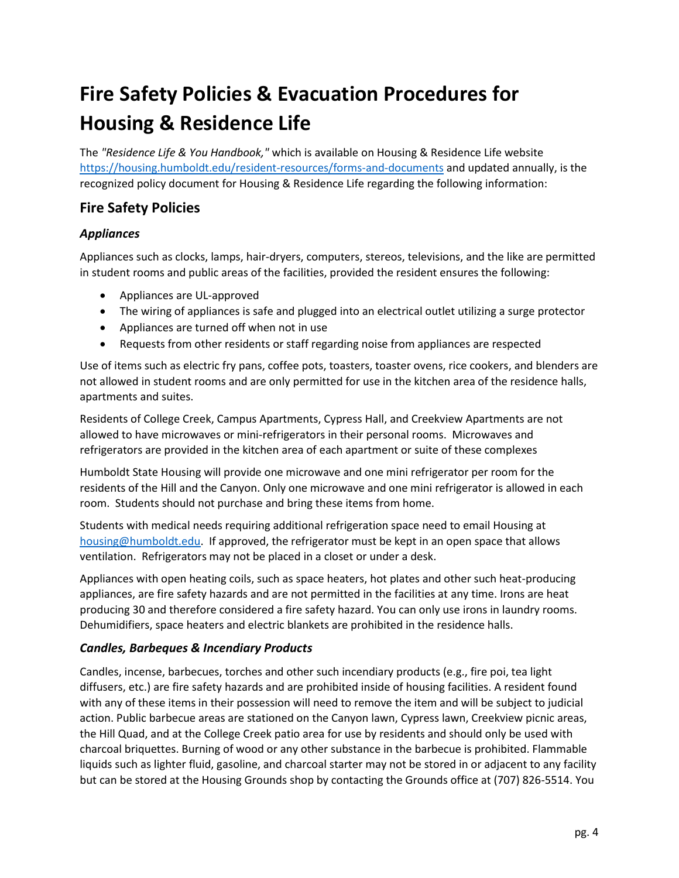# Fire Safety Policies & Evacuation Procedures for Housing & Residence Life

The *"Residence Life & You Handbook,"* which is available on Housing & Residence Life website https://housing.humboldt.edu/resident-resources/forms-and-documents and updated annually, is the recognized policy document for Housing & Residence Life regarding the following information:

## Fire Safety Policies

### *Appliances*

Appliances such as clocks, lamps, hair-dryers, computers, stereos, televisions, and the like are permitted in student rooms and public areas of the facilities, provided the resident ensures the following:

- Appliances are UL-approved
- The wiring of appliances is safe and plugged into an electrical outlet utilizing a surge protector
- Appliances are turned off when not in use
- Requests from other residents or staff regarding noise from appliances are respected

Use of items such as electric fry pans, coffee pots, toasters, toaster ovens, rice cookers, and blenders are not allowed in student rooms and are only permitted for use in the kitchen area of the residence halls, apartments and suites.

Residents of College Creek, Campus Apartments, Cypress Hall, and Creekview Apartments are not allowed to have microwaves or mini-refrigerators in their personal rooms. Microwaves and refrigerators are provided in the kitchen area of each apartment or suite of these complexes

Humboldt State Housing will provide one microwave and one mini refrigerator per room for the residents of the Hill and the Canyon. Only one microwave and one mini refrigerator is allowed in each room. Students should not purchase and bring these items from home.

Students with medical needs requiring additional refrigeration space need to email Housing at housing@humboldt.edu. If approved, the refrigerator must be kept in an open space that allows ventilation. Refrigerators may not be placed in a closet or under a desk.

Appliances with open heating coils, such as space heaters, hot plates and other such heat-producing appliances, are fire safety hazards and are not permitted in the facilities at any time. Irons are heat producing 30 and therefore considered a fire safety hazard. You can only use irons in laundry rooms. Dehumidifiers, space heaters and electric blankets are prohibited in the residence halls.

### *Candles, Barbeques & Incendiary Products*

Candles, incense, barbecues, torches and other such incendiary products (e.g., fire poi, tea light diffusers, etc.) are fire safety hazards and are prohibited inside of housing facilities. A resident found with any of these items in their possession will need to remove the item and will be subject to judicial action. Public barbecue areas are stationed on the Canyon lawn, Cypress lawn, Creekview picnic areas, the Hill Quad, and at the College Creek patio area for use by residents and should only be used with charcoal briquettes. Burning of wood or any other substance in the barbecue is prohibited. Flammable liquids such as lighter fluid, gasoline, and charcoal starter may not be stored in or adjacent to any facility but can be stored at the Housing Grounds shop by contacting the Grounds office at (707) 826-5514. You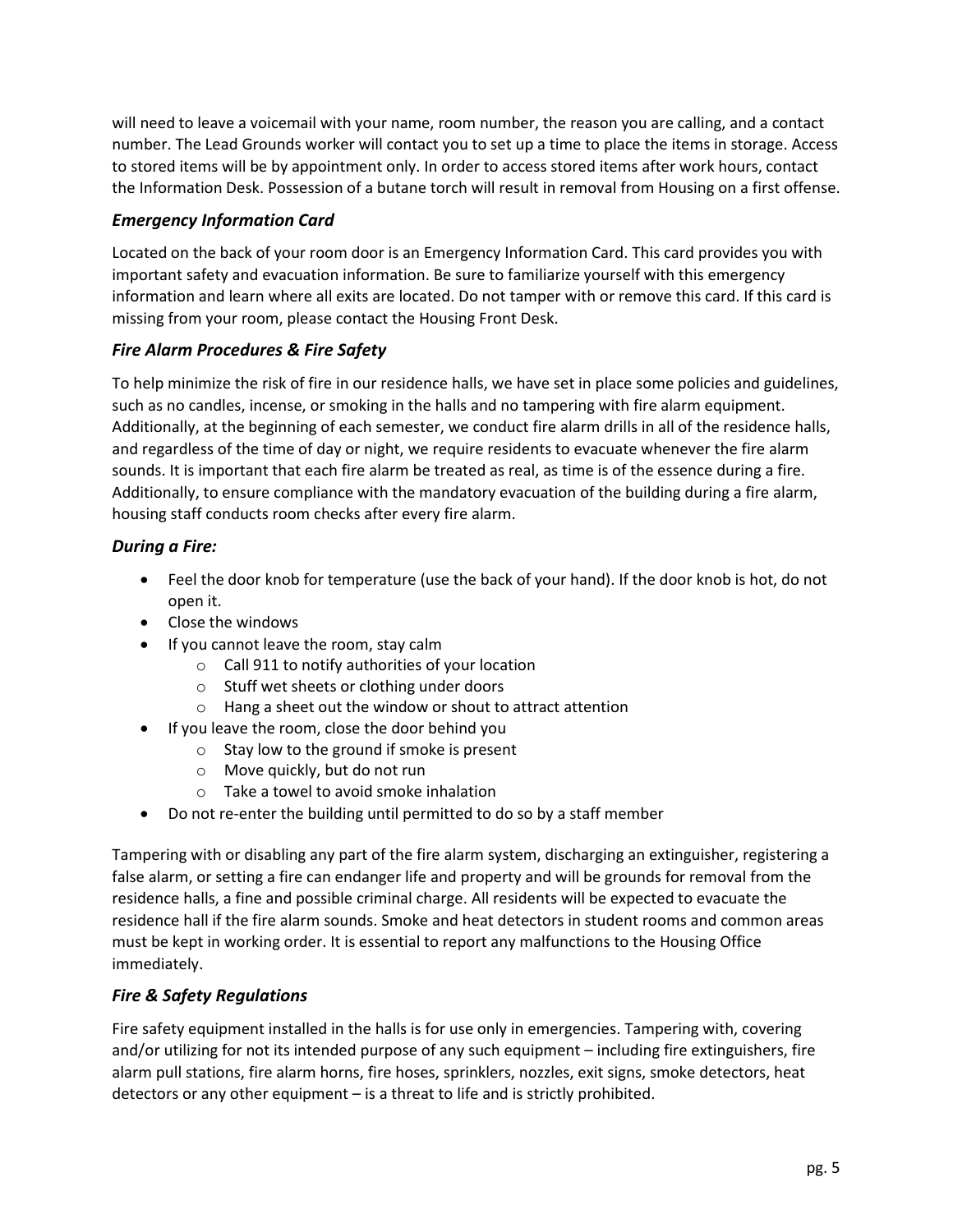will need to leave a voicemail with your name, room number, the reason you are calling, and a contact number. The Lead Grounds worker will contact you to set up a time to place the items in storage. Access to stored items will be by appointment only. In order to access stored items after work hours, contact the Information Desk. Possession of a butane torch will result in removal from Housing on a first offense.

### *Emergency Information Card*

Located on the back of your room door is an Emergency Information Card. This card provides you with important safety and evacuation information. Be sure to familiarize yourself with this emergency information and learn where all exits are located. Do not tamper with or remove this card. If this card is missing from your room, please contact the Housing Front Desk.

### *Fire Alarm Procedures & Fire Safety*

To help minimize the risk of fire in our residence halls, we have set in place some policies and guidelines, such as no candles, incense, or smoking in the halls and no tampering with fire alarm equipment. Additionally, at the beginning of each semester, we conduct fire alarm drills in all of the residence halls, and regardless of the time of day or night, we require residents to evacuate whenever the fire alarm sounds. It is important that each fire alarm be treated as real, as time is of the essence during a fire. Additionally, to ensure compliance with the mandatory evacuation of the building during a fire alarm, housing staff conducts room checks after every fire alarm.

### *During a Fire:*

- Feel the door knob for temperature (use the back of your hand). If the door knob is hot, do not open it.
- Close the windows
- If you cannot leave the room, stay calm
  - Call 911 to notify authorities of your location
  - Stuff wet sheets or clothing under doors
  - Hang a sheet out the window or shout to attract attention
- If you leave the room, close the door behind you
  - Stay low to the ground if smoke is present
  - Move quickly, but do not run
  - Take a towel to avoid smoke inhalation
- Do not re-enter the building until permitted to do so by a staff member

Tampering with or disabling any part of the fire alarm system, discharging an extinguisher, registering a false alarm, or setting a fire can endanger life and property and will be grounds for removal from the residence halls, a fine and possible criminal charge. All residents will be expected to evacuate the residence hall if the fire alarm sounds. Smoke and heat detectors in student rooms and common areas must be kept in working order. It is essential to report any malfunctions to the Housing Office immediately.

### *Fire & Safety Regulations*

Fire safety equipment installed in the halls is for use only in emergencies. Tampering with, covering and/or utilizing for not its intended purpose of any such equipment – including fire extinguishers, fire alarm pull stations, fire alarm horns, fire hoses, sprinklers, nozzles, exit signs, smoke detectors, heat detectors or any other equipment – is a threat to life and is strictly prohibited.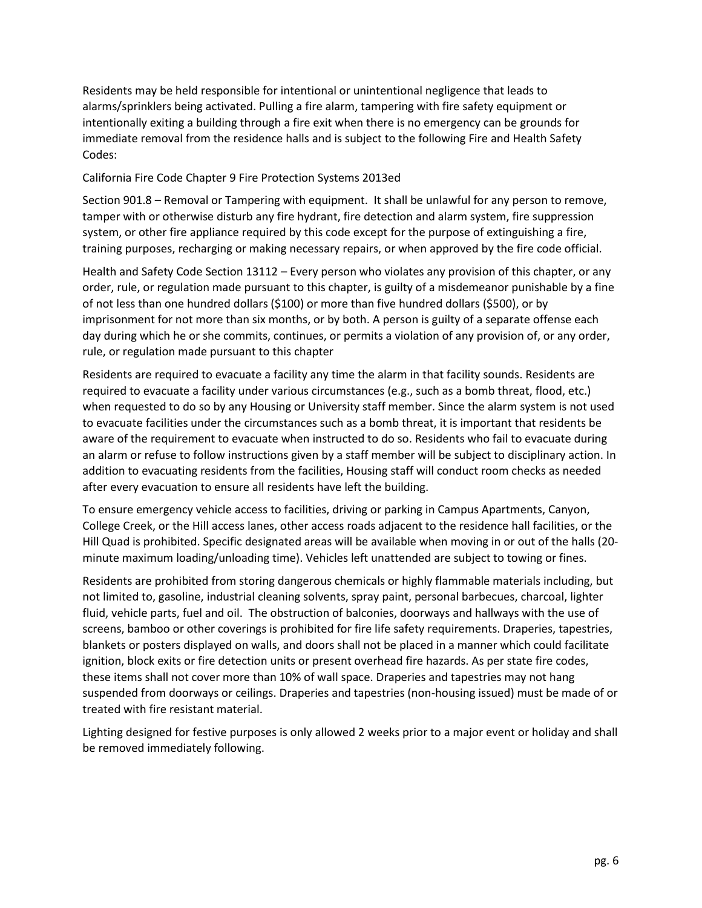Residents may be held responsible for intentional or unintentional negligence that leads to alarms/sprinklers being activated. Pulling a fire alarm, tampering with fire safety equipment or intentionally exiting a building through a fire exit when there is no emergency can be grounds for immediate removal from the residence halls and is subject to the following Fire and Health Safety Codes:

California Fire Code Chapter 9 Fire Protection Systems 2013ed

Section 901.8 – Removal or Tampering with equipment. It shall be unlawful for any person to remove, tamper with or otherwise disturb any fire hydrant, fire detection and alarm system, fire suppression system, or other fire appliance required by this code except for the purpose of extinguishing a fire, training purposes, recharging or making necessary repairs, or when approved by the fire code official.

Health and Safety Code Section 13112 – Every person who violates any provision of this chapter, or any order, rule, or regulation made pursuant to this chapter, is guilty of a misdemeanor punishable by a fine of not less than one hundred dollars ($100) or more than five hundred dollars ($500), or by imprisonment for not more than six months, or by both. A person is guilty of a separate offense each day during which he or she commits, continues, or permits a violation of any provision of, or any order, rule, or regulation made pursuant to this chapter

Residents are required to evacuate a facility any time the alarm in that facility sounds. Residents are required to evacuate a facility under various circumstances (e.g., such as a bomb threat, flood, etc.) when requested to do so by any Housing or University staff member. Since the alarm system is not used to evacuate facilities under the circumstances such as a bomb threat, it is important that residents be aware of the requirement to evacuate when instructed to do so. Residents who fail to evacuate during an alarm or refuse to follow instructions given by a staff member will be subject to disciplinary action. In addition to evacuating residents from the facilities, Housing staff will conduct room checks as needed after every evacuation to ensure all residents have left the building.

To ensure emergency vehicle access to facilities, driving or parking in Campus Apartments, Canyon, College Creek, or the Hill access lanes, other access roads adjacent to the residence hall facilities, or the Hill Quad is prohibited. Specific designated areas will be available when moving in or out of the halls (20-minute maximum loading/unloading time). Vehicles left unattended are subject to towing or fines.

Residents are prohibited from storing dangerous chemicals or highly flammable materials including, but not limited to, gasoline, industrial cleaning solvents, spray paint, personal barbecues, charcoal, lighter fluid, vehicle parts, fuel and oil. The obstruction of balconies, doorways and hallways with the use of screens, bamboo or other coverings is prohibited for fire life safety requirements. Draperies, tapestries, blankets or posters displayed on walls, and doors shall not be placed in a manner which could facilitate ignition, block exits or fire detection units or present overhead fire hazards. As per state fire codes, these items shall not cover more than 10% of wall space. Draperies and tapestries may not hang suspended from doorways or ceilings. Draperies and tapestries (non-housing issued) must be made of or treated with fire resistant material.

Lighting designed for festive purposes is only allowed 2 weeks prior to a major event or holiday and shall be removed immediately following.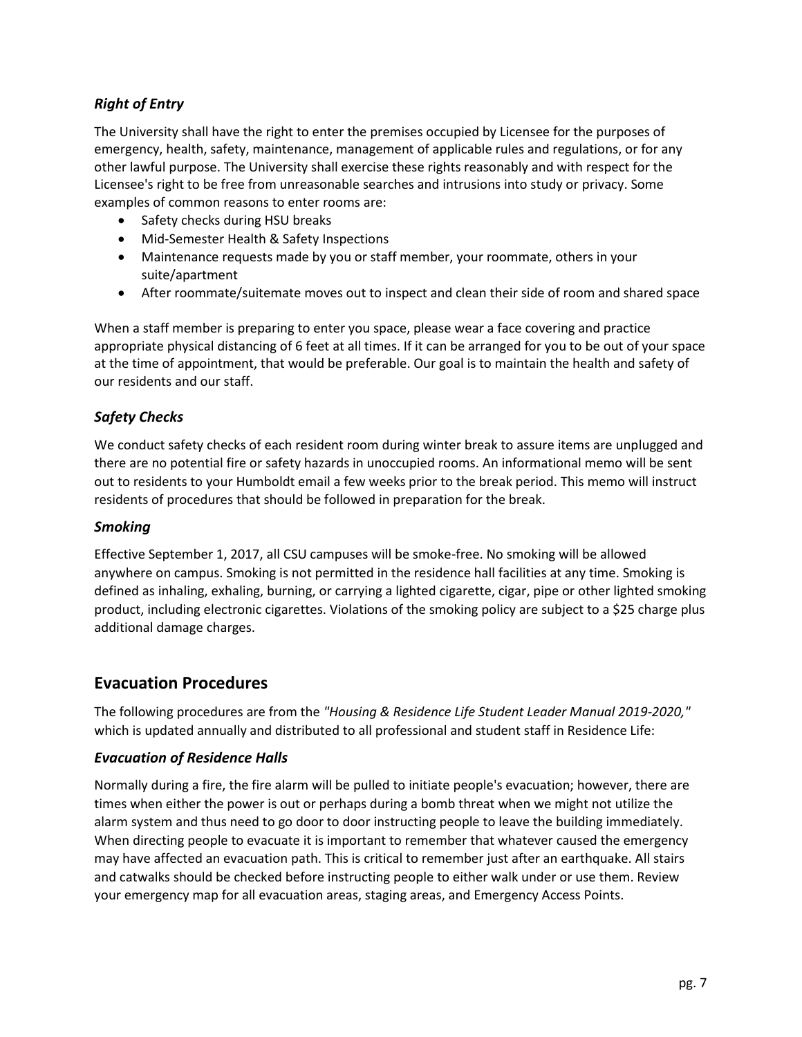### *Right of Entry*

The University shall have the right to enter the premises occupied by Licensee for the purposes of emergency, health, safety, maintenance, management of applicable rules and regulations, or for any other lawful purpose. The University shall exercise these rights reasonably and with respect for the Licensee's right to be free from unreasonable searches and intrusions into study or privacy. Some examples of common reasons to enter rooms are:

- Safety checks during HSU breaks
- Mid-Semester Health & Safety Inspections
- Maintenance requests made by you or staff member, your roommate, others in your suite/apartment
- After roommate/suitemate moves out to inspect and clean their side of room and shared space

When a staff member is preparing to enter you space, please wear a face covering and practice appropriate physical distancing of 6 feet at all times. If it can be arranged for you to be out of your space at the time of appointment, that would be preferable. Our goal is to maintain the health and safety of our residents and our staff.

### *Safety Checks*

We conduct safety checks of each resident room during winter break to assure items are unplugged and there are no potential fire or safety hazards in unoccupied rooms. An informational memo will be sent out to residents to your Humboldt email a few weeks prior to the break period. This memo will instruct residents of procedures that should be followed in preparation for the break.

### *Smoking*

Effective September 1, 2017, all CSU campuses will be smoke-free. No smoking will be allowed anywhere on campus. Smoking is not permitted in the residence hall facilities at any time. Smoking is defined as inhaling, exhaling, burning, or carrying a lighted cigarette, cigar, pipe or other lighted smoking product, including electronic cigarettes. Violations of the smoking policy are subject to a $25 charge plus additional damage charges.

## Evacuation Procedures

The following procedures are from the *"Housing & Residence Life Student Leader Manual 2019-2020,"* which is updated annually and distributed to all professional and student staff in Residence Life:

### *Evacuation of Residence Halls*

Normally during a fire, the fire alarm will be pulled to initiate people's evacuation; however, there are times when either the power is out or perhaps during a bomb threat when we might not utilize the alarm system and thus need to go door to door instructing people to leave the building immediately. When directing people to evacuate it is important to remember that whatever caused the emergency may have affected an evacuation path. This is critical to remember just after an earthquake. All stairs and catwalks should be checked before instructing people to either walk under or use them. Review your emergency map for all evacuation areas, staging areas, and Emergency Access Points.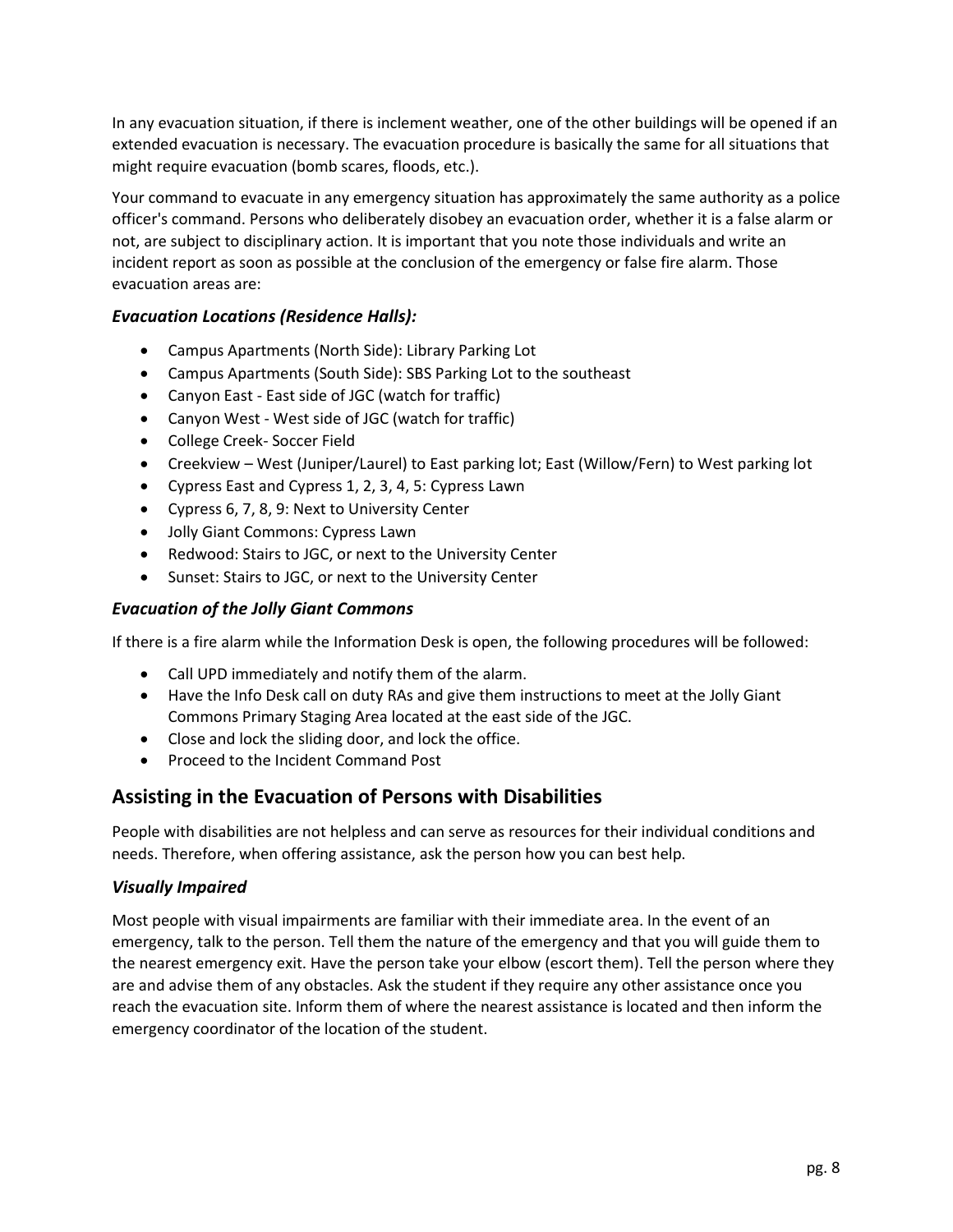In any evacuation situation, if there is inclement weather, one of the other buildings will be opened if an extended evacuation is necessary. The evacuation procedure is basically the same for all situations that might require evacuation (bomb scares, floods, etc.).

Your command to evacuate in any emergency situation has approximately the same authority as a police officer's command. Persons who deliberately disobey an evacuation order, whether it is a false alarm or not, are subject to disciplinary action. It is important that you note those individuals and write an incident report as soon as possible at the conclusion of the emergency or false fire alarm. Those evacuation areas are:

### *Evacuation Locations (Residence Halls):*

- Campus Apartments (North Side): Library Parking Lot
- Campus Apartments (South Side): SBS Parking Lot to the southeast
- Canyon East - East side of JGC (watch for traffic)
- Canyon West - West side of JGC (watch for traffic)
- College Creek- Soccer Field
- Creekview – West (Juniper/Laurel) to East parking lot; East (Willow/Fern) to West parking lot
- Cypress East and Cypress 1, 2, 3, 4, 5: Cypress Lawn
- Cypress 6, 7, 8, 9: Next to University Center
- Jolly Giant Commons: Cypress Lawn
- Redwood: Stairs to JGC, or next to the University Center
- Sunset: Stairs to JGC, or next to the University Center

### *Evacuation of the Jolly Giant Commons*

If there is a fire alarm while the Information Desk is open, the following procedures will be followed:

- Call UPD immediately and notify them of the alarm.
- Have the Info Desk call on duty RAs and give them instructions to meet at the Jolly Giant Commons Primary Staging Area located at the east side of the JGC.
- Close and lock the sliding door, and lock the office.
- Proceed to the Incident Command Post

## Assisting in the Evacuation of Persons with Disabilities

People with disabilities are not helpless and can serve as resources for their individual conditions and needs. Therefore, when offering assistance, ask the person how you can best help.

### *Visually Impaired*

Most people with visual impairments are familiar with their immediate area. In the event of an emergency, talk to the person. Tell them the nature of the emergency and that you will guide them to the nearest emergency exit. Have the person take your elbow (escort them). Tell the person where they are and advise them of any obstacles. Ask the student if they require any other assistance once you reach the evacuation site. Inform them of where the nearest assistance is located and then inform the emergency coordinator of the location of the student.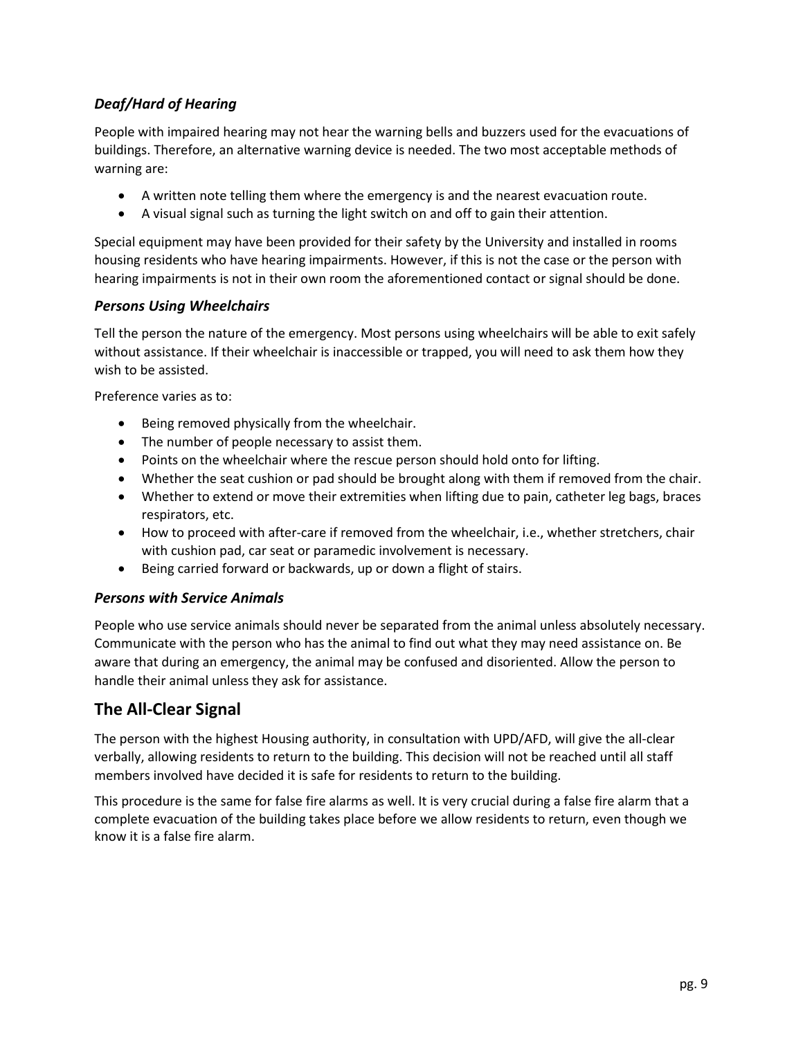### *Deaf/Hard of Hearing*

People with impaired hearing may not hear the warning bells and buzzers used for the evacuations of buildings. Therefore, an alternative warning device is needed. The two most acceptable methods of warning are:

- A written note telling them where the emergency is and the nearest evacuation route.
- A visual signal such as turning the light switch on and off to gain their attention.

Special equipment may have been provided for their safety by the University and installed in rooms housing residents who have hearing impairments. However, if this is not the case or the person with hearing impairments is not in their own room the aforementioned contact or signal should be done.

### *Persons Using Wheelchairs*

Tell the person the nature of the emergency. Most persons using wheelchairs will be able to exit safely without assistance. If their wheelchair is inaccessible or trapped, you will need to ask them how they wish to be assisted.

Preference varies as to:

- Being removed physically from the wheelchair.
- The number of people necessary to assist them.
- Points on the wheelchair where the rescue person should hold onto for lifting.
- Whether the seat cushion or pad should be brought along with them if removed from the chair.
- Whether to extend or move their extremities when lifting due to pain, catheter leg bags, braces respirators, etc.
- How to proceed with after-care if removed from the wheelchair, i.e., whether stretchers, chair with cushion pad, car seat or paramedic involvement is necessary.
- Being carried forward or backwards, up or down a flight of stairs.

### *Persons with Service Animals*

People who use service animals should never be separated from the animal unless absolutely necessary. Communicate with the person who has the animal to find out what they may need assistance on. Be aware that during an emergency, the animal may be confused and disoriented. Allow the person to handle their animal unless they ask for assistance.

## The All-Clear Signal

The person with the highest Housing authority, in consultation with UPD/AFD, will give the all-clear verbally, allowing residents to return to the building. This decision will not be reached until all staff members involved have decided it is safe for residents to return to the building.

This procedure is the same for false fire alarms as well. It is very crucial during a false fire alarm that a complete evacuation of the building takes place before we allow residents to return, even though we know it is a false fire alarm.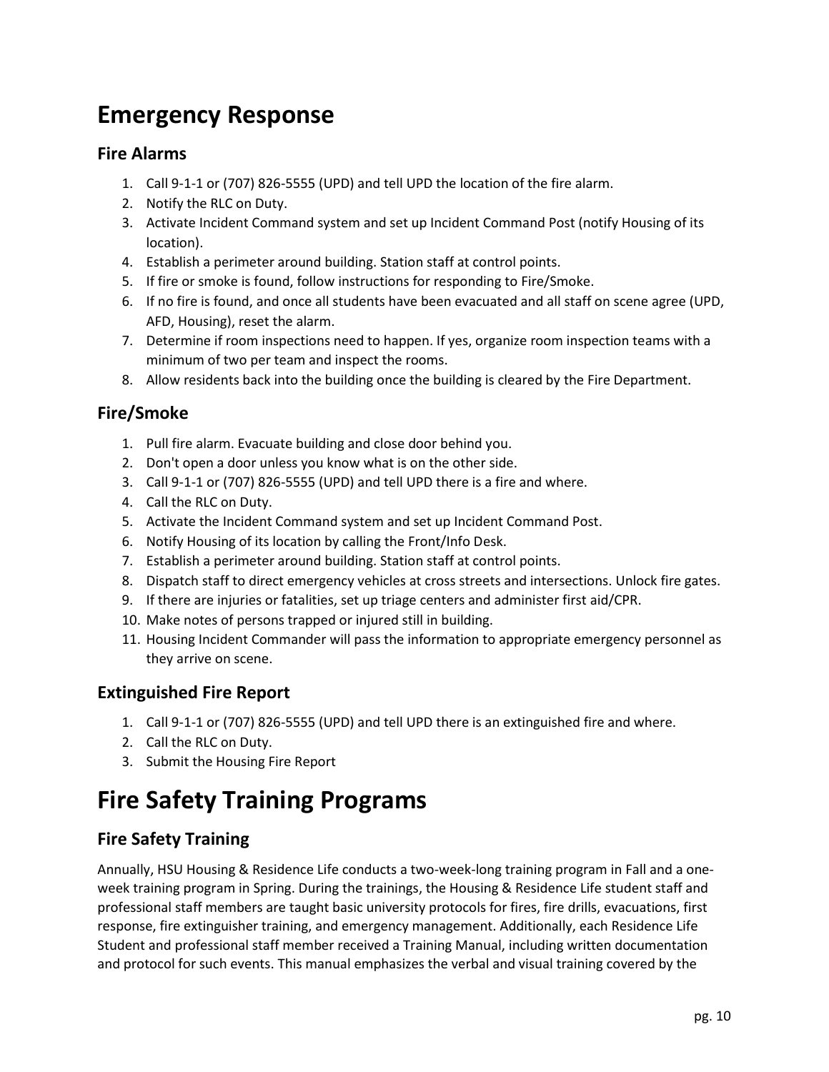# Emergency Response

## Fire Alarms

1. Call 9-1-1 or (707) 826-5555 (UPD) and tell UPD the location of the fire alarm.
2. Notify the RLC on Duty.
3. Activate Incident Command system and set up Incident Command Post (notify Housing of its location).
4. Establish a perimeter around building. Station staff at control points.
5. If fire or smoke is found, follow instructions for responding to Fire/Smoke.
6. If no fire is found, and once all students have been evacuated and all staff on scene agree (UPD, AFD, Housing), reset the alarm.
7. Determine if room inspections need to happen. If yes, organize room inspection teams with a minimum of two per team and inspect the rooms.
8. Allow residents back into the building once the building is cleared by the Fire Department.

## Fire/Smoke

1. Pull fire alarm. Evacuate building and close door behind you.
2. Don't open a door unless you know what is on the other side.
3. Call 9-1-1 or (707) 826-5555 (UPD) and tell UPD there is a fire and where.
4. Call the RLC on Duty.
5. Activate the Incident Command system and set up Incident Command Post.
6. Notify Housing of its location by calling the Front/Info Desk.
7. Establish a perimeter around building. Station staff at control points.
8. Dispatch staff to direct emergency vehicles at cross streets and intersections. Unlock fire gates.
9. If there are injuries or fatalities, set up triage centers and administer first aid/CPR.
10. Make notes of persons trapped or injured still in building.
11. Housing Incident Commander will pass the information to appropriate emergency personnel as they arrive on scene.

## Extinguished Fire Report

1. Call 9-1-1 or (707) 826-5555 (UPD) and tell UPD there is an extinguished fire and where.
2. Call the RLC on Duty.
3. Submit the Housing Fire Report

# Fire Safety Training Programs

## Fire Safety Training

Annually, HSU Housing & Residence Life conducts a two-week-long training program in Fall and a one-week training program in Spring. During the trainings, the Housing & Residence Life student staff and professional staff members are taught basic university protocols for fires, fire drills, evacuations, first response, fire extinguisher training, and emergency management. Additionally, each Residence Life Student and professional staff member received a Training Manual, including written documentation and protocol for such events. This manual emphasizes the verbal and visual training covered by the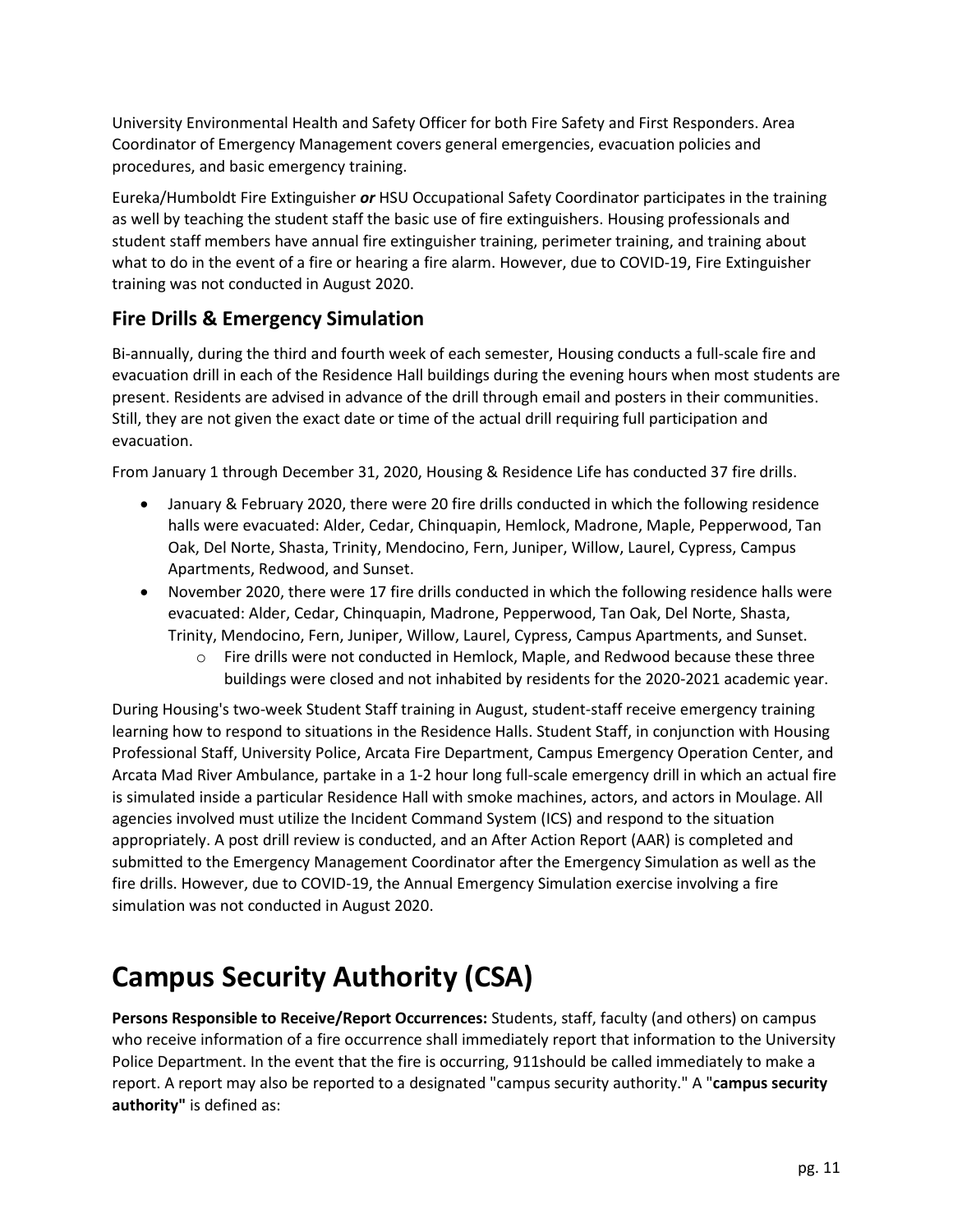University Environmental Health and Safety Officer for both Fire Safety and First Responders. Area Coordinator of Emergency Management covers general emergencies, evacuation policies and procedures, and basic emergency training.

Eureka/Humboldt Fire Extinguisher ***or*** HSU Occupational Safety Coordinator participates in the training as well by teaching the student staff the basic use of fire extinguishers. Housing professionals and student staff members have annual fire extinguisher training, perimeter training, and training about what to do in the event of a fire or hearing a fire alarm. However, due to COVID-19, Fire Extinguisher training was not conducted in August 2020.

## Fire Drills & Emergency Simulation

Bi-annually, during the third and fourth week of each semester, Housing conducts a full-scale fire and evacuation drill in each of the Residence Hall buildings during the evening hours when most students are present. Residents are advised in advance of the drill through email and posters in their communities. Still, they are not given the exact date or time of the actual drill requiring full participation and evacuation.

From January 1 through December 31, 2020, Housing & Residence Life has conducted 37 fire drills.

- January & February 2020, there were 20 fire drills conducted in which the following residence halls were evacuated: Alder, Cedar, Chinquapin, Hemlock, Madrone, Maple, Pepperwood, Tan Oak, Del Norte, Shasta, Trinity, Mendocino, Fern, Juniper, Willow, Laurel, Cypress, Campus Apartments, Redwood, and Sunset.
- November 2020, there were 17 fire drills conducted in which the following residence halls were evacuated: Alder, Cedar, Chinquapin, Madrone, Pepperwood, Tan Oak, Del Norte, Shasta, Trinity, Mendocino, Fern, Juniper, Willow, Laurel, Cypress, Campus Apartments, and Sunset.
  - Fire drills were not conducted in Hemlock, Maple, and Redwood because these three buildings were closed and not inhabited by residents for the 2020-2021 academic year.

During Housing's two-week Student Staff training in August, student-staff receive emergency training learning how to respond to situations in the Residence Halls. Student Staff, in conjunction with Housing Professional Staff, University Police, Arcata Fire Department, Campus Emergency Operation Center, and Arcata Mad River Ambulance, partake in a 1-2 hour long full-scale emergency drill in which an actual fire is simulated inside a particular Residence Hall with smoke machines, actors, and actors in Moulage. All agencies involved must utilize the Incident Command System (ICS) and respond to the situation appropriately. A post drill review is conducted, and an After Action Report (AAR) is completed and submitted to the Emergency Management Coordinator after the Emergency Simulation as well as the fire drills. However, due to COVID-19, the Annual Emergency Simulation exercise involving a fire simulation was not conducted in August 2020.

# Campus Security Authority (CSA)

**Persons Responsible to Receive/Report Occurrences:** Students, staff, faculty (and others) on campus who receive information of a fire occurrence shall immediately report that information to the University Police Department. In the event that the fire is occurring, 911should be called immediately to make a report. A report may also be reported to a designated "campus security authority." A "**campus security authority"** is defined as: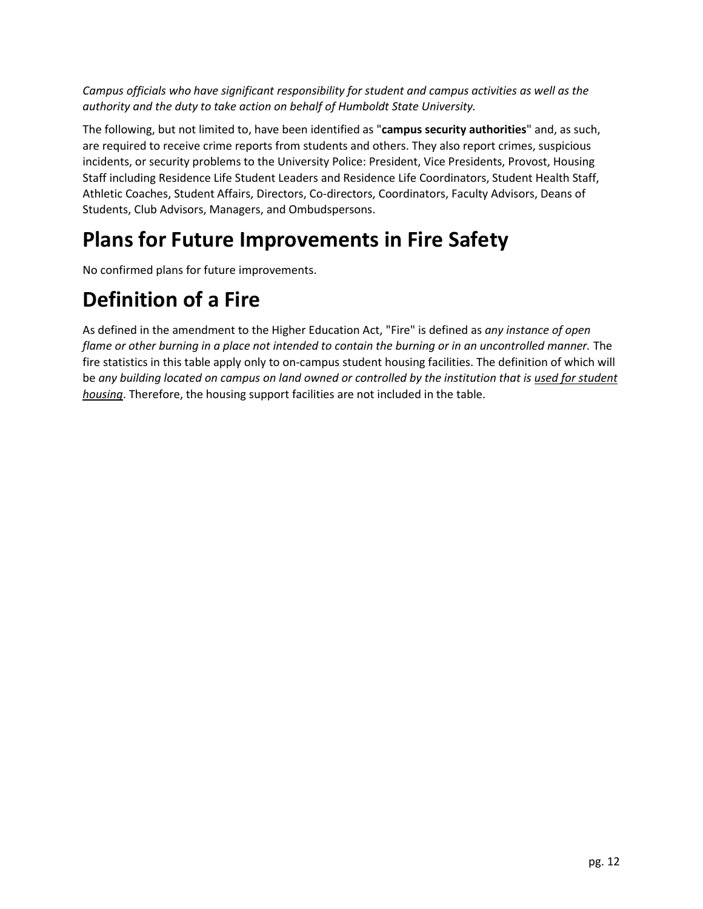*Campus officials who have significant responsibility for student and campus activities as well as the authority and the duty to take action on behalf of Humboldt State University.*

The following, but not limited to, have been identified as "**campus security authorities**" and, as such, are required to receive crime reports from students and others. They also report crimes, suspicious incidents, or security problems to the University Police: President, Vice Presidents, Provost, Housing Staff including Residence Life Student Leaders and Residence Life Coordinators, Student Health Staff, Athletic Coaches, Student Affairs, Directors, Co-directors, Coordinators, Faculty Advisors, Deans of Students, Club Advisors, Managers, and Ombudspersons.

# Plans for Future Improvements in Fire Safety

No confirmed plans for future improvements.

# Definition of a Fire

As defined in the amendment to the Higher Education Act, "Fire" is defined as *any instance of open flame or other burning in a place not intended to contain the burning or in an uncontrolled manner.* The fire statistics in this table apply only to on-campus student housing facilities. The definition of which will be *any building located on campus on land owned or controlled by the institution that is used for student housing*. Therefore, the housing support facilities are not included in the table.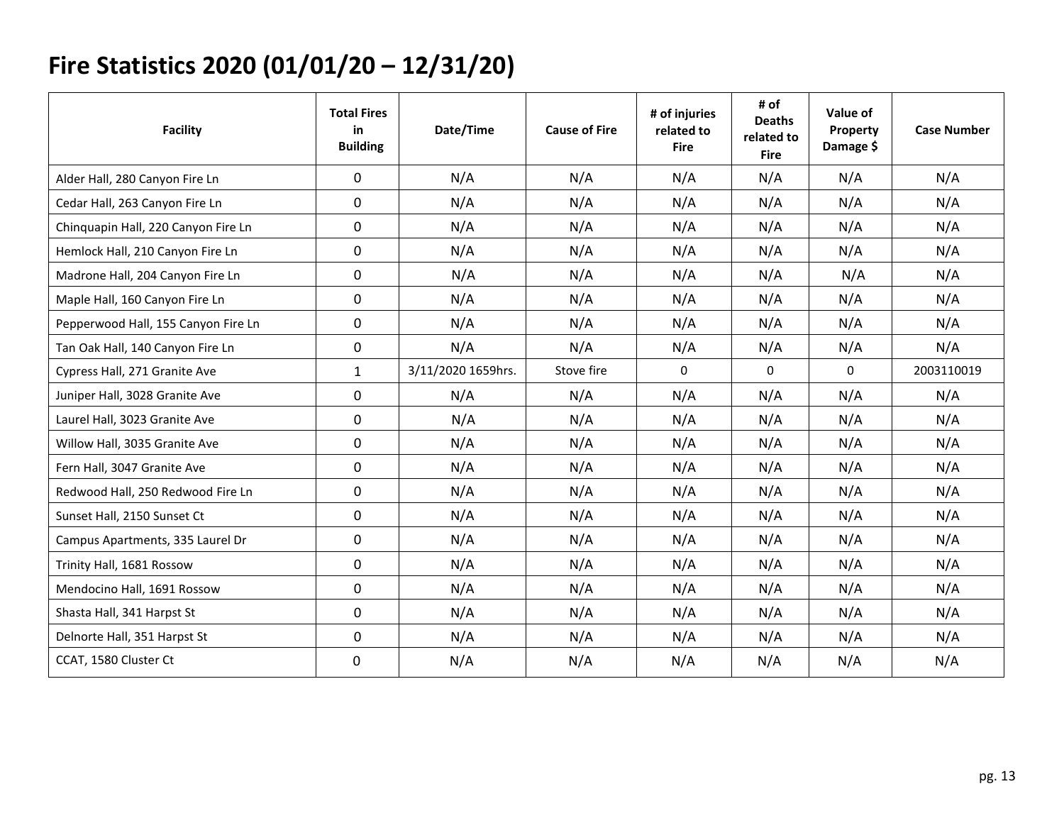# Fire Statistics 2020 (01/01/20 – 12/31/20)

| Facility | Total Fires in Building | Date/Time | Cause of Fire | # of injuries related to Fire | # of Deaths related to Fire | Value of Property Damage $ | Case Number |
|---|---|---|---|---|---|---|---|
| Alder Hall, 280 Canyon Fire Ln | 0 | N/A | N/A | N/A | N/A | N/A | N/A |
| Cedar Hall, 263 Canyon Fire Ln | 0 | N/A | N/A | N/A | N/A | N/A | N/A |
| Chinquapin Hall, 220 Canyon Fire Ln | 0 | N/A | N/A | N/A | N/A | N/A | N/A |
| Hemlock Hall, 210 Canyon Fire Ln | 0 | N/A | N/A | N/A | N/A | N/A | N/A |
| Madrone Hall, 204 Canyon Fire Ln | 0 | N/A | N/A | N/A | N/A | N/A | N/A |
| Maple Hall, 160 Canyon Fire Ln | 0 | N/A | N/A | N/A | N/A | N/A | N/A |
| Pepperwood Hall, 155 Canyon Fire Ln | 0 | N/A | N/A | N/A | N/A | N/A | N/A |
| Tan Oak Hall, 140 Canyon Fire Ln | 0 | N/A | N/A | N/A | N/A | N/A | N/A |
| Cypress Hall, 271 Granite Ave | 1 | 3/11/2020 1659hrs. | Stove fire | 0 | 0 | 0 | 2003110019 |
| Juniper Hall, 3028 Granite Ave | 0 | N/A | N/A | N/A | N/A | N/A | N/A |
| Laurel Hall, 3023 Granite Ave | 0 | N/A | N/A | N/A | N/A | N/A | N/A |
| Willow Hall, 3035 Granite Ave | 0 | N/A | N/A | N/A | N/A | N/A | N/A |
| Fern Hall, 3047 Granite Ave | 0 | N/A | N/A | N/A | N/A | N/A | N/A |
| Redwood Hall, 250 Redwood Fire Ln | 0 | N/A | N/A | N/A | N/A | N/A | N/A |
| Sunset Hall, 2150 Sunset Ct | 0 | N/A | N/A | N/A | N/A | N/A | N/A |
| Campus Apartments, 335 Laurel Dr | 0 | N/A | N/A | N/A | N/A | N/A | N/A |
| Trinity Hall, 1681 Rossow | 0 | N/A | N/A | N/A | N/A | N/A | N/A |
| Mendocino Hall, 1691 Rossow | 0 | N/A | N/A | N/A | N/A | N/A | N/A |
| Shasta Hall, 341 Harpst St | 0 | N/A | N/A | N/A | N/A | N/A | N/A |
| Delnorte Hall, 351 Harpst St | 0 | N/A | N/A | N/A | N/A | N/A | N/A |
| CCAT, 1580 Cluster Ct | 0 | N/A | N/A | N/A | N/A | N/A | N/A |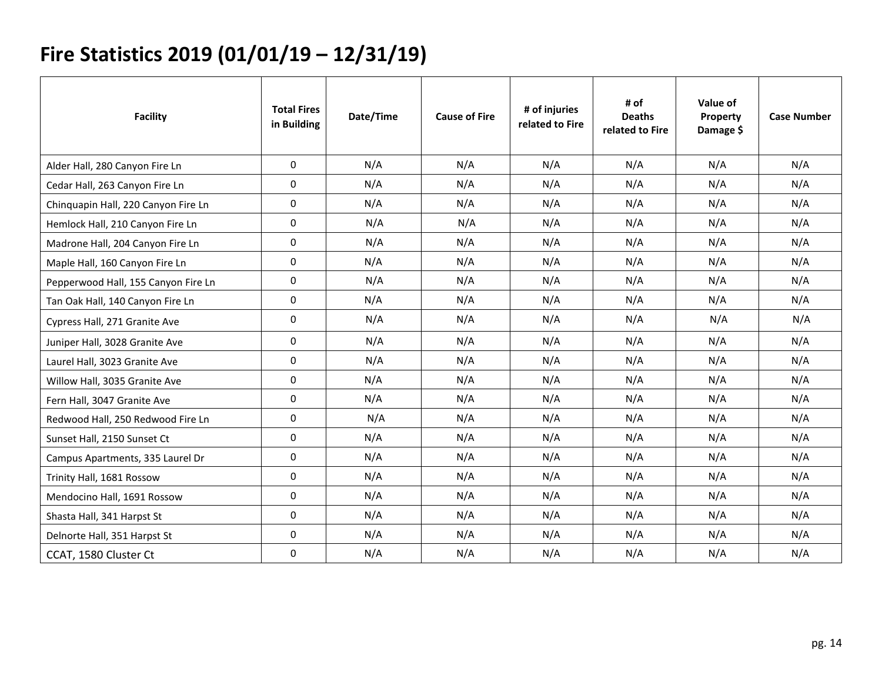# Fire Statistics 2019 (01/01/19 – 12/31/19)

| Facility | Total Fires in Building | Date/Time | Cause of Fire | # of injuries related to Fire | # of Deaths related to Fire | Value of Property Damage $ | Case Number |
|---|---|---|---|---|---|---|---|
| Alder Hall, 280 Canyon Fire Ln | 0 | N/A | N/A | N/A | N/A | N/A | N/A |
| Cedar Hall, 263 Canyon Fire Ln | 0 | N/A | N/A | N/A | N/A | N/A | N/A |
| Chinquapin Hall, 220 Canyon Fire Ln | 0 | N/A | N/A | N/A | N/A | N/A | N/A |
| Hemlock Hall, 210 Canyon Fire Ln | 0 | N/A | N/A | N/A | N/A | N/A | N/A |
| Madrone Hall, 204 Canyon Fire Ln | 0 | N/A | N/A | N/A | N/A | N/A | N/A |
| Maple Hall, 160 Canyon Fire Ln | 0 | N/A | N/A | N/A | N/A | N/A | N/A |
| Pepperwood Hall, 155 Canyon Fire Ln | 0 | N/A | N/A | N/A | N/A | N/A | N/A |
| Tan Oak Hall, 140 Canyon Fire Ln | 0 | N/A | N/A | N/A | N/A | N/A | N/A |
| Cypress Hall, 271 Granite Ave | 0 | N/A | N/A | N/A | N/A | N/A | N/A |
| Juniper Hall, 3028 Granite Ave | 0 | N/A | N/A | N/A | N/A | N/A | N/A |
| Laurel Hall, 3023 Granite Ave | 0 | N/A | N/A | N/A | N/A | N/A | N/A |
| Willow Hall, 3035 Granite Ave | 0 | N/A | N/A | N/A | N/A | N/A | N/A |
| Fern Hall, 3047 Granite Ave | 0 | N/A | N/A | N/A | N/A | N/A | N/A |
| Redwood Hall, 250 Redwood Fire Ln | 0 | N/A | N/A | N/A | N/A | N/A | N/A |
| Sunset Hall, 2150 Sunset Ct | 0 | N/A | N/A | N/A | N/A | N/A | N/A |
| Campus Apartments, 335 Laurel Dr | 0 | N/A | N/A | N/A | N/A | N/A | N/A |
| Trinity Hall, 1681 Rossow | 0 | N/A | N/A | N/A | N/A | N/A | N/A |
| Mendocino Hall, 1691 Rossow | 0 | N/A | N/A | N/A | N/A | N/A | N/A |
| Shasta Hall, 341 Harpst St | 0 | N/A | N/A | N/A | N/A | N/A | N/A |
| Delnorte Hall, 351 Harpst St | 0 | N/A | N/A | N/A | N/A | N/A | N/A |
| CCAT, 1580 Cluster Ct | 0 | N/A | N/A | N/A | N/A | N/A | N/A |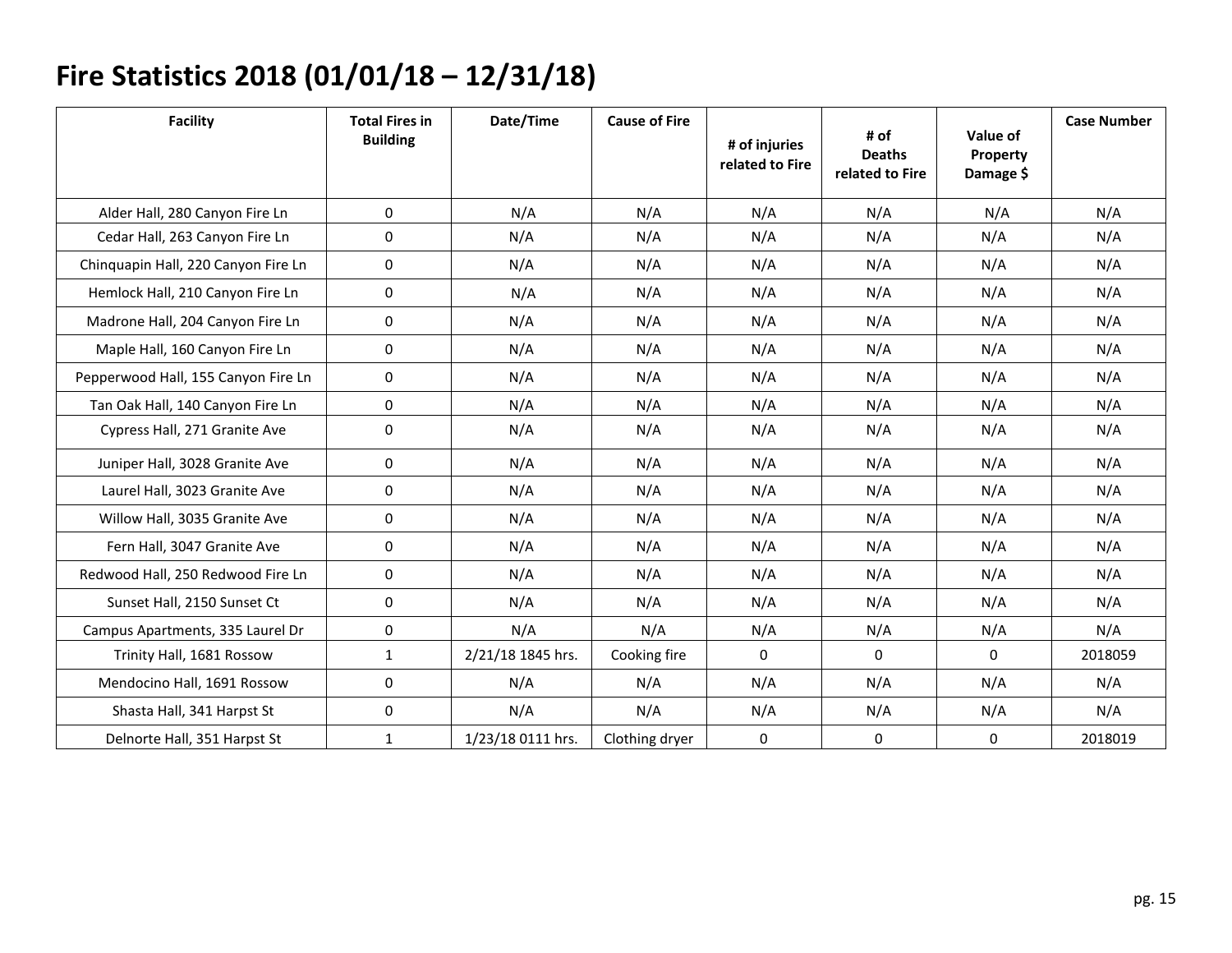# Fire Statistics 2018 (01/01/18 – 12/31/18)

| Facility | Total Fires in Building | Date/Time | Cause of Fire | # of injuries related to Fire | # of Deaths related to Fire | Value of Property Damage $ | Case Number |
|---|---|---|---|---|---|---|---|
| Alder Hall, 280 Canyon Fire Ln | 0 | N/A | N/A | N/A | N/A | N/A | N/A |
| Cedar Hall, 263 Canyon Fire Ln | 0 | N/A | N/A | N/A | N/A | N/A | N/A |
| Chinquapin Hall, 220 Canyon Fire Ln | 0 | N/A | N/A | N/A | N/A | N/A | N/A |
| Hemlock Hall, 210 Canyon Fire Ln | 0 | N/A | N/A | N/A | N/A | N/A | N/A |
| Madrone Hall, 204 Canyon Fire Ln | 0 | N/A | N/A | N/A | N/A | N/A | N/A |
| Maple Hall, 160 Canyon Fire Ln | 0 | N/A | N/A | N/A | N/A | N/A | N/A |
| Pepperwood Hall, 155 Canyon Fire Ln | 0 | N/A | N/A | N/A | N/A | N/A | N/A |
| Tan Oak Hall, 140 Canyon Fire Ln | 0 | N/A | N/A | N/A | N/A | N/A | N/A |
| Cypress Hall, 271 Granite Ave | 0 | N/A | N/A | N/A | N/A | N/A | N/A |
| Juniper Hall, 3028 Granite Ave | 0 | N/A | N/A | N/A | N/A | N/A | N/A |
| Laurel Hall, 3023 Granite Ave | 0 | N/A | N/A | N/A | N/A | N/A | N/A |
| Willow Hall, 3035 Granite Ave | 0 | N/A | N/A | N/A | N/A | N/A | N/A |
| Fern Hall, 3047 Granite Ave | 0 | N/A | N/A | N/A | N/A | N/A | N/A |
| Redwood Hall, 250 Redwood Fire Ln | 0 | N/A | N/A | N/A | N/A | N/A | N/A |
| Sunset Hall, 2150 Sunset Ct | 0 | N/A | N/A | N/A | N/A | N/A | N/A |
| Campus Apartments, 335 Laurel Dr | 0 | N/A | N/A | N/A | N/A | N/A | N/A |
| Trinity Hall, 1681 Rossow | 1 | 2/21/18 1845 hrs. | Cooking fire | 0 | 0 | 0 | 2018059 |
| Mendocino Hall, 1691 Rossow | 0 | N/A | N/A | N/A | N/A | N/A | N/A |
| Shasta Hall, 341 Harpst St | 0 | N/A | N/A | N/A | N/A | N/A | N/A |
| Delnorte Hall, 351 Harpst St | 1 | 1/23/18 0111 hrs. | Clothing dryer | 0 | 0 | 0 | 2018019 |